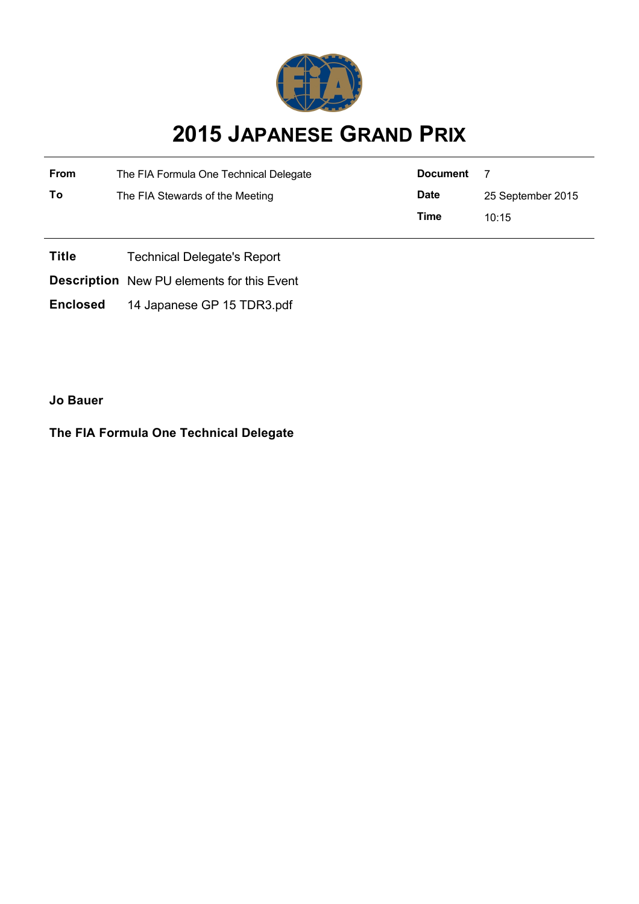# 2015 JAPANESE GRAND PRIX

| | | | |
|---|---|---|---|
| **From** | The FIA Formula One Technical Delegate | **Document** | 7 |
| **To** | The FIA Stewards of the Meeting | **Date** | 25 September 2015 |
| | | **Time** | 10:15 |

**Title** Technical Delegate's Report

**Description** New PU elements for this Event

**Enclosed** 14 Japanese GP 15 TDR3.pdf

**Jo Bauer**

**The FIA Formula One Technical Delegate**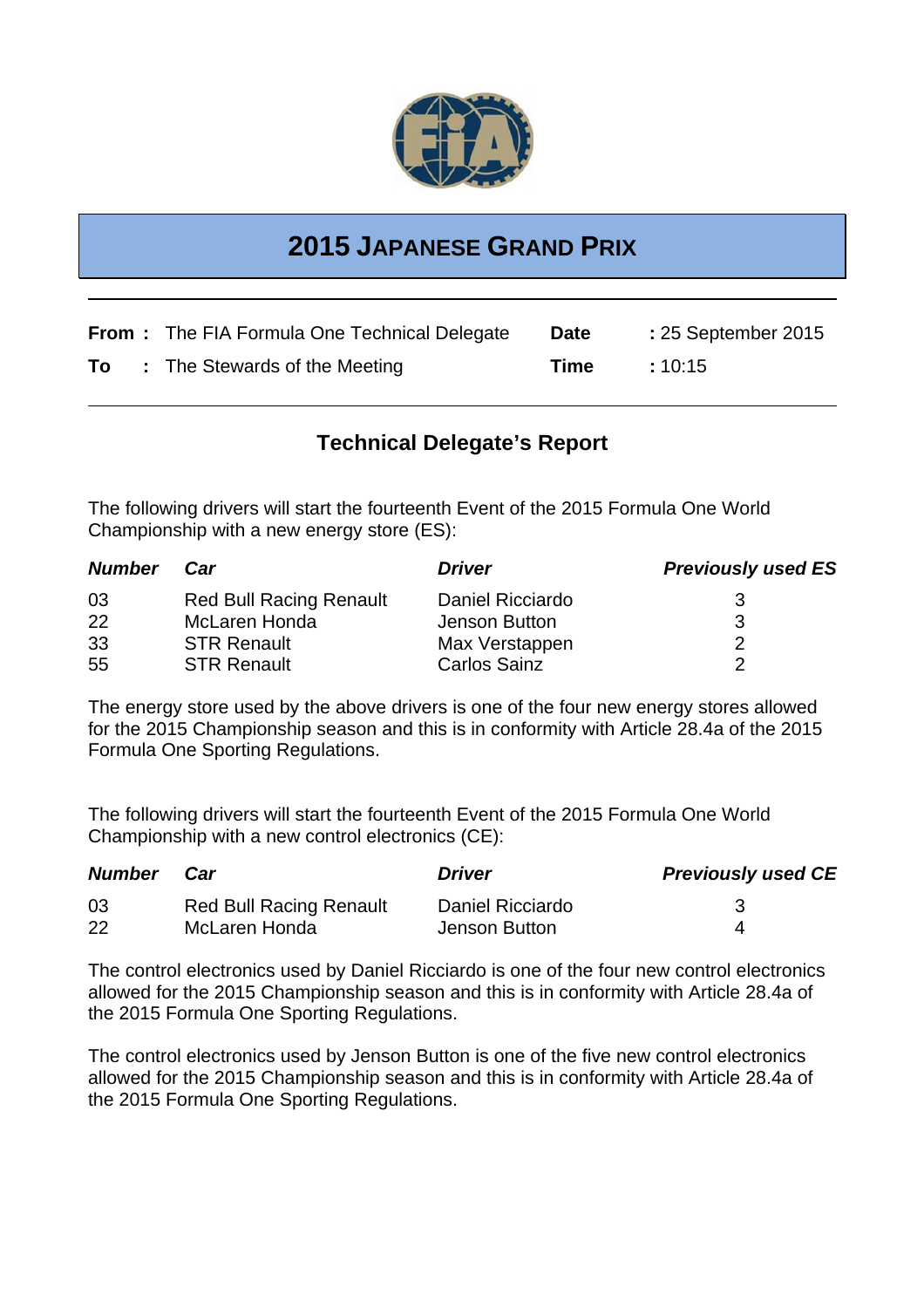# 2015 JAPANESE GRAND PRIX

| | | | |
|---|---|---|---|
| **From :** | The FIA Formula One Technical Delegate | **Date** | **:** 25 September 2015 |
| **To :** | The Stewards of the Meeting | **Time** | **:** 10:15 |

## Technical Delegate's Report

The following drivers will start the fourteenth Event of the 2015 Formula One World Championship with a new energy store (ES):

| *Number* | *Car* | *Driver* | *Previously used ES* |
|---|---|---|---|
| 03 | Red Bull Racing Renault | Daniel Ricciardo | 3 |
| 22 | McLaren Honda | Jenson Button | 3 |
| 33 | STR Renault | Max Verstappen | 2 |
| 55 | STR Renault | Carlos Sainz | 2 |

The energy store used by the above drivers is one of the four new energy stores allowed for the 2015 Championship season and this is in conformity with Article 28.4a of the 2015 Formula One Sporting Regulations.

The following drivers will start the fourteenth Event of the 2015 Formula One World Championship with a new control electronics (CE):

| *Number* | *Car* | *Driver* | *Previously used CE* |
|---|---|---|---|
| 03 | Red Bull Racing Renault | Daniel Ricciardo | 3 |
| 22 | McLaren Honda | Jenson Button | 4 |

The control electronics used by Daniel Ricciardo is one of the four new control electronics allowed for the 2015 Championship season and this is in conformity with Article 28.4a of the 2015 Formula One Sporting Regulations.

The control electronics used by Jenson Button is one of the five new control electronics allowed for the 2015 Championship season and this is in conformity with Article 28.4a of the 2015 Formula One Sporting Regulations.